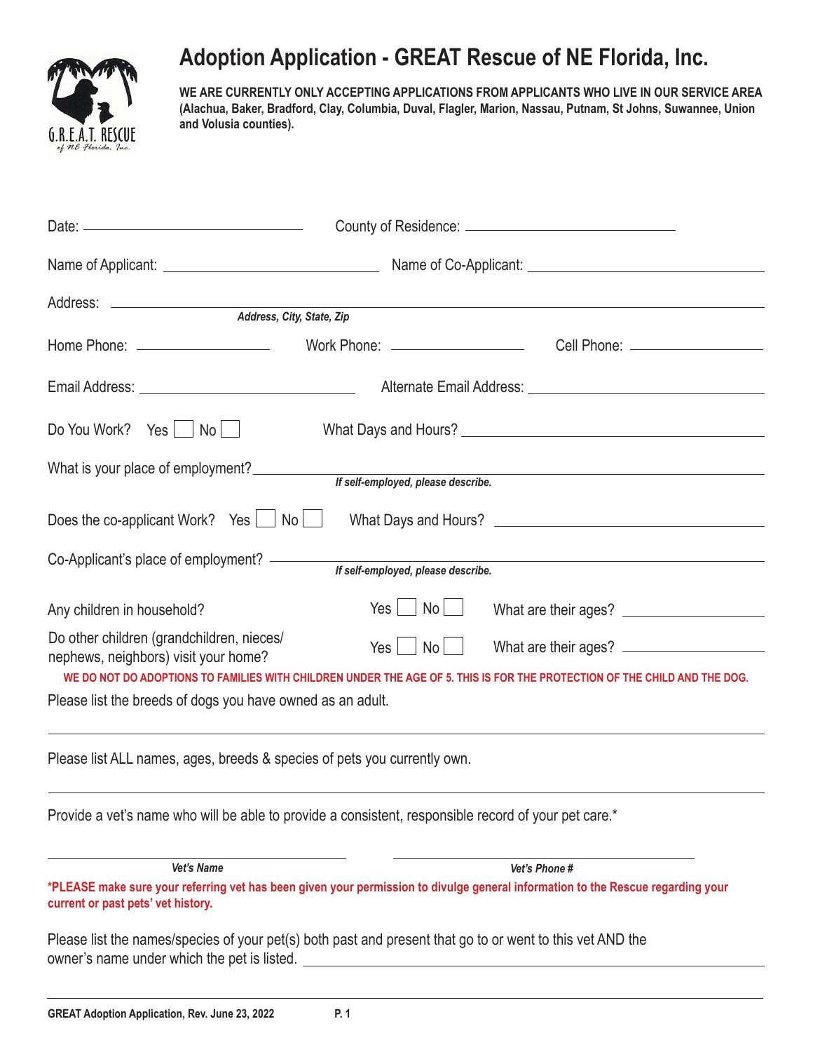# Adoption Application - GREAT Rescue of NE Florida, Inc.

**WE ARE CURRENTLY ONLY ACCEPTING APPLICATIONS FROM APPLICANTS WHO LIVE IN OUR SERVICE AREA (Alachua, Baker, Bradford, Clay, Columbia, Duval, Flagler, Marion, Nassau, Putnam, St Johns, Suwannee, Union and Volusia counties).**

Date: ______________________ County of Residence: ______________________

Name of Applicant: ______________________ Name of Co-Applicant: ______________________

Address: ____________________________________________________________
*Address, City, State, Zip*

Home Phone: ______________ Work Phone: ______________ Cell Phone: ______________

Email Address: ______________________ Alternate Email Address: ______________________

Do You Work? Yes ☐ No ☐ What Days and Hours? ______________________

What is your place of employment? ______________________
*If self-employed, please describe.*

Does the co-applicant Work? Yes ☐ No ☐ What Days and Hours? ______________________

Co-Applicant's place of employment? ______________________
*If self-employed, please describe.*

Any children in household? Yes ☐ No ☐ What are their ages? ______________

Do other children (grandchildren, nieces/nephews, neighbors) visit your home? Yes ☐ No ☐ What are their ages? ______________

**WE DO NOT DO ADOPTIONS TO FAMILIES WITH CHILDREN UNDER THE AGE OF 5. THIS IS FOR THE PROTECTION OF THE CHILD AND THE DOG.**

Please list the breeds of dogs you have owned as an adult.

____________________________________________________________

Please list ALL names, ages, breeds & species of pets you currently own.

____________________________________________________________

Provide a vet's name who will be able to provide a consistent, responsible record of your pet care.*

______________________ ______________________
*Vet's Name* *Vet's Phone #*

***PLEASE make sure your referring vet has been given your permission to divulge general information to the Rescue regarding your current or past pets' vet history.**

Please list the names/species of your pet(s) both past and present that go to or went to this vet AND the owner's name under which the pet is listed. ______________________

GREAT Adoption Application, Rev. June 23, 2022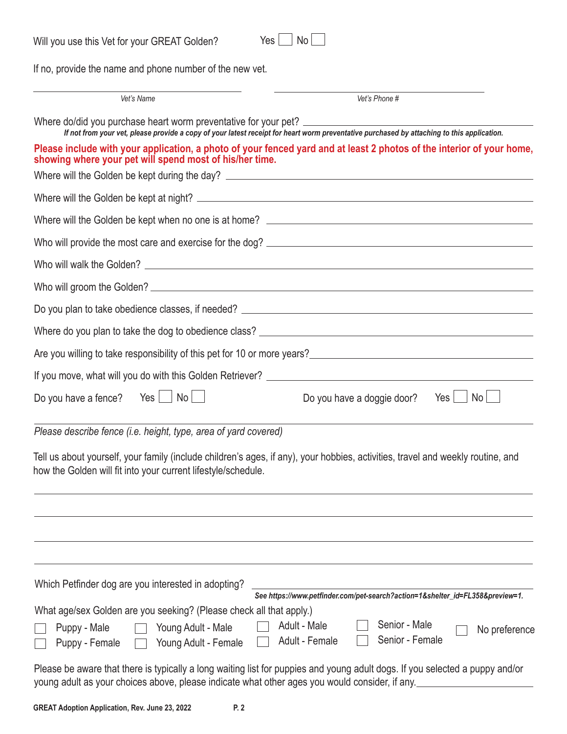Will you use this Vet for your GREAT Golden? Yes ☐ No ☐

If no, provide the name and phone number of the new vet.

_______________________________ _______________________________
*Vet's Name* *Vet's Phone #*

Where do/did you purchase heart worm preventative for your pet? _______________________________

***If not from your vet, please provide a copy of your latest receipt for heart worm preventative purchased by attaching to this application.***

**Please include with your application, a photo of your fenced yard and at least 2 photos of the interior of your home, showing where your pet will spend most of his/her time.**

Where will the Golden be kept during the day? _______________________________

Where will the Golden be kept at night? _______________________________

Where will the Golden be kept when no one is at home? _______________________________

Who will provide the most care and exercise for the dog? _______________________________

Who will walk the Golden? _______________________________

Who will groom the Golden? _______________________________

Do you plan to take obedience classes, if needed? _______________________________

Where do you plan to take the dog to obedience class? _______________________________

Are you willing to take responsibility of this pet for 10 or more years? _______________________________

If you move, what will you do with this Golden Retriever? _______________________________

Do you have a fence? Yes ☐ No ☐ Do you have a doggie door? Yes ☐ No ☐

_______________________________
*Please describe fence (i.e. height, type, area of yard covered)*

Tell us about yourself, your family (include children's ages, if any), your hobbies, activities, travel and weekly routine, and how the Golden will fit into your current lifestyle/schedule.

_______________________________

_______________________________

_______________________________

_______________________________

Which Petfinder dog are you interested in adopting? _______________________________

***See https://www.petfinder.com/pet-search?action=1&shelter_id=FL358&preview=1.***

What age/sex Golden are you seeking? (Please check all that apply.)

☐ Puppy - Male ☐ Young Adult - Male ☐ Adult - Male ☐ Senior - Male ☐ No preference
☐ Puppy - Female ☐ Young Adult - Female ☐ Adult - Female ☐ Senior - Female

Please be aware that there is typically a long waiting list for puppies and young adult dogs. If you selected a puppy and/or young adult as your choices above, please indicate what other ages you would consider, if any. _______________________________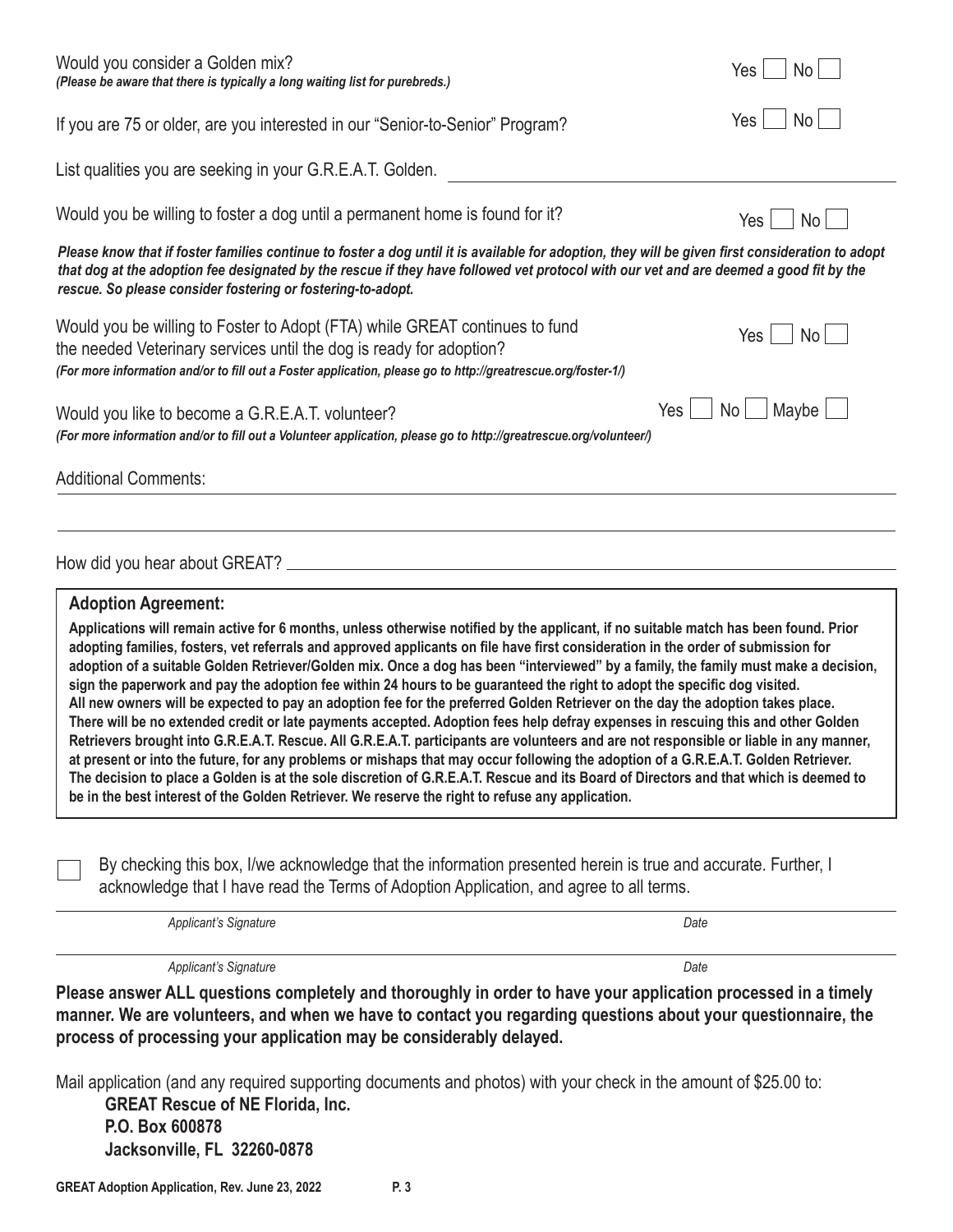Would you consider a Golden mix? Yes ☐ No ☐
*(Please be aware that there is typically a long waiting list for purebreds.)*

If you are 75 or older, are you interested in our "Senior-to-Senior" Program? Yes ☐ No ☐

List qualities you are seeking in your G.R.E.A.T. Golden. ______________________________

Would you be willing to foster a dog until a permanent home is found for it? Yes ☐ No ☐

***Please know that if foster families continue to foster a dog until it is available for adoption, they will be given first consideration to adopt that dog at the adoption fee designated by the rescue if they have followed vet protocol with our vet and are deemed a good fit by the rescue. So please consider fostering or fostering-to-adopt.***

Would you be willing to Foster to Adopt (FTA) while GREAT continues to fund the needed Veterinary services until the dog is ready for adoption? Yes ☐ No ☐
***(For more information and/or to fill out a Foster application, please go to http://greatrescue.org/foster-1/)***

Would you like to become a G.R.E.A.T. volunteer? Yes ☐ No ☐ Maybe ☐
***(For more information and/or to fill out a Volunteer application, please go to http://greatrescue.org/volunteer/)***

Additional Comments: ______________________________

______________________________

How did you hear about GREAT? ______________________________

**Adoption Agreement:**

**Applications will remain active for 6 months, unless otherwise notified by the applicant, if no suitable match has been found. Prior adopting families, fosters, vet referrals and approved applicants on file have first consideration in the order of submission for adoption of a suitable Golden Retriever/Golden mix. Once a dog has been "interviewed" by a family, the family must make a decision, sign the paperwork and pay the adoption fee within 24 hours to be guaranteed the right to adopt the specific dog visited. All new owners will be expected to pay an adoption fee for the preferred Golden Retriever on the day the adoption takes place. There will be no extended credit or late payments accepted. Adoption fees help defray expenses in rescuing this and other Golden Retrievers brought into G.R.E.A.T. Rescue. All G.R.E.A.T. participants are volunteers and are not responsible or liable in any manner, at present or into the future, for any problems or mishaps that may occur following the adoption of a G.R.E.A.T. Golden Retriever. The decision to place a Golden is at the sole discretion of G.R.E.A.T. Rescue and its Board of Directors and that which is deemed to be in the best interest of the Golden Retriever. We reserve the right to refuse any application.**

☐ By checking this box, I/we acknowledge that the information presented herein is true and accurate. Further, I acknowledge that I have read the Terms of Adoption Application, and agree to all terms.

______________________________ ______________
*Applicant's Signature* *Date*

______________________________ ______________
*Applicant's Signature* *Date*

**Please answer ALL questions completely and thoroughly in order to have your application processed in a timely manner. We are volunteers, and when we have to contact you regarding questions about your questionnaire, the process of processing your application may be considerably delayed.**

Mail application (and any required supporting documents and photos) with your check in the amount of $25.00 to:

**GREAT Rescue of NE Florida, Inc.**
**P.O. Box 600878**
**Jacksonville, FL 32260-0878**